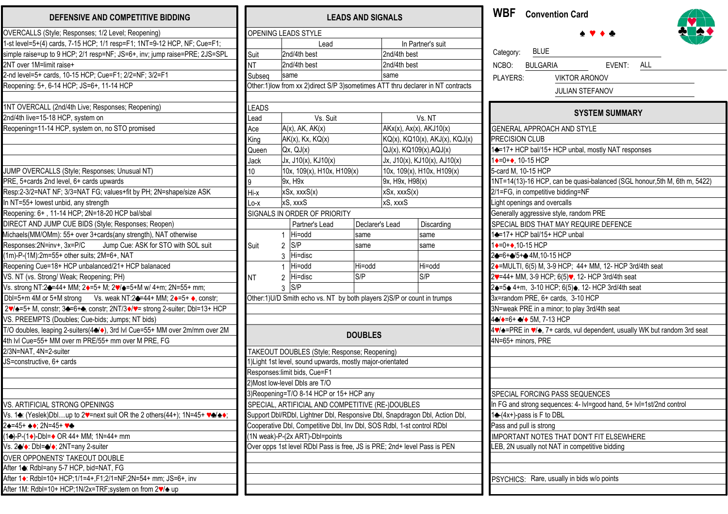# WBF Convention Card

♠ ♥ ♦ ♣

Category: BLUE

NCBO: BULGARIA EVENT: ALL

PLAYERS: VIKTOR ARONOV

JULIAN STEFANOV

## DEFENSIVE AND COMPETITIVE BIDDING

**OVERCALLS (Style; Responses; 1/2 Level; Reopening)**

1-st level=5+(4) cards, 7-15 HCP; 1/1 resp=F1; 1NT=9-12 HCP, NF; Cue=F1;

simple raise=up to 9 HCP; 2/1 resp=NF; JS=6+, inv; jump raise=PRE; 2JS=SPL

2NT over 1M=limit raise+

2-nd level=5+ cards, 10-15 HCP; Cue=F1; 2/2=NF; 3/2=F1

Reopening: 5+, 6-14 HCP; JS=6+, 11-14 HCP

**1NT OVERCALL (2nd/4th Live; Responses; Reopening)**

2nd/4th live=15-18 HCP, system on

Reopening=11-14 HCP, system on, no STO promised

**JUMP OVERCALLS (Style; Responses; Unusual NT)**

PRE, 5+cards 2nd level, 6+ cards upwards

Resp:2-3/2=NAT NF; 3/3=NAT FG; values+fit by PH; 2N=shape/size ASK

In NT=55+ lowest unbid, any strength

Reopening: 6+ , 11-14 HCP; 2N=18-20 HCP bal/sbal

**DIRECT AND JUMP CUE BIDS (Style; Responses; Reopen)**

Michaels(MM/OMm): 55+ over 3+cards(any strength), NAT otherwise

Responses:2N=inv+, 3x=P/C Jump Cue: ASK for STO with SOL suit

(1m)-P-(1M):2m=55+ other suits; 2M=6+, NAT

Reopening Cue=18+ HCP unbalanced/21+ HCP balanaced

**VS. NT (vs. Strong/ Weak; Reopening; PH)**

Vs. strong NT:2♣=44+ MM; 2♦=5+ M; 2♥/♠=5+M w/ 4+m; 2N=55+ mm;

Dbl=5+m 4M or 5+M strong Vs. weak NT:2♣=44+ MM; 2♦=5+ ♦, constr;

2♥/♠=5+ M, constr; 3♣=6+♣, constr; 2NT/3♦/♥= strong 2-suiter; Dbl=13+ HCP

**VS. PREEMPTS (Doubles; Cue-bids; Jumps; NT bids)**

T/O doubles, leaping 2-suiters(4♣/♦), 3rd lvl Cue=55+ MM over 2m/mm over 2M

4th lvl Cue=55+ MM over m PRE/55+ mm over M PRE, FG

2/3N=NAT, 4N=2-suiter

JS=constructive, 6+ cards

**VS. ARTIFICIAL STRONG OPENINGS**

Vs. 1♣ (Yeslek)Dbl....up to 2♥=next suit OR the 2 others(44+); 1N=45+ ♥♣/♠♦;

2♣=45+ ♠♦; 2N=45+ ♥♣

(1♣)-P-(1♦)-Dbl=♦ OR 44+ MM; 1N=44+ mm

Vs. 2♣/♦: Dbl=♣/♦; 2NT=any 2-suiter

**OVER OPPONENTS' TAKEOUT DOUBLE**

After 1♣: Rdbl=any 5-7 HCP, bid=NAT, FG

After 1♦: Rdbl=10+ HCP;1/1=4+,F1;2/1=NF;2N=54+ mm; JS=6+, inv

After 1M: Rdbl=10+ HCP;1N/2x=TRF;system on from 2♥/♠ up

## LEADS AND SIGNALS

**OPENING LEADS STYLE**

| | Lead | In Partner's suit |
|---|---|---|
| Suit | 2nd/4th best | 2nd/4th best |
| NT | 2nd/4th best | 2nd/4th best |
| Subseq | same | same |

Other:1)low from xx 2)direct S/P 3)sometimes ATT thru declarer in NT contracts

**LEADS**

| Lead | Vs. Suit | Vs. NT |
|---|---|---|
| Ace | A(x), AK, AK(x) | AKx(x), Ax(x), AKJ10(x) |
| King | AK(x), Kx, KQ(x) | KQ(x), KQ10(x), AKJ(x), KQJ(x) |
| Queen | Qx, QJ(x) | QJ(x), KQ109(x),AQJ(x) |
| Jack | Jx, J10(x), KJ10(x) | Jx, J10(x), KJ10(x), AJ10(x) |
| 10 | 10x, 109(x), H10x, H109(x) | 10x, 109(x), H10x, H109(x) |
| 9 | 9x, H9x | 9x, H9x, H98(x) |
| Hi-x | xSx, xxxS(x) | xSx, xxxS(x) |
| Lo-x | xS, xxxS | xS, xxxS |

**SIGNALS IN ORDER OF PRIORITY**

| | | Partner's Lead | Declarer's Lead | Discarding |
|---|---|---|---|---|
| Suit | 1 | Hi=odd | same | same |
| | 2 | S/P | same | same |
| | 3 | Hi=disc | | |
| NT | 1 | Hi=odd | Hi=odd | Hi=odd |
| | 2 | Hi=disc | S/P | S/P |
| | 3 | S/P | | |

Other:1)U/D Smith echo vs. NT by both players 2)S/P or count in trumps

## DOUBLES

**TAKEOUT DOUBLES (Style; Response; Reopening)**

1)Light 1st level, sound upwards, mostly major-orientated

Responses:limit bids, Cue=F1

2)Most low-level Dbls are T/O

3)Reopening=T/O 8-14 HCP or 15+ HCP any

**SPECIAL, ARTIFICIAL AND COMPETITIVE (RE-)DOUBLES**

Support Dbl/RDbl, Lightner Dbl, Responsive Dbl, Snapdragon Dbl, Action Dbl,

Cooperative Dbl, Competitive Dbl, Inv Dbl, SOS Rdbl, 1-st control RDbl

(1N weak)-P-(2x ART)-Dbl=points

Over opps 1st level RDbl Pass is free, JS is PRE; 2nd+ level Pass is PEN

## SYSTEM SUMMARY

**GENERAL APPROACH AND STYLE**

PRECISION CLUB

1♣=17+ HCP bal/15+ HCP unbal, mostly NAT responses

1♦=0+♦, 10-15 HCP

5-card M, 10-15 HCP

1NT=14(13)-16 HCP, can be quasi-balanced (SGL honour,5th M, 6th m, 5422)

2/1=FG, in competitive bidding=NF

Light openings and overcalls

Generally aggressive style, random PRE

**SPECIAL BIDS THAT MAY REQUIRE DEFENCE**

1♣=17+ HCP bal/15+ HCP unbal

1♦=0+♦,10-15 HCP

2♣=6+♣/5+♣ 4M,10-15 HCP

2♦=MULTI, 6(5) M, 3-9 HCP; 44+ MM, 12- HCP 3rd/4th seat

2♥=44+ MM, 3-9 HCP; 6(5)♥, 12- HCP 3rd/4th seat

2♠=5♠ 4+m, 3-10 HCP; 6(5)♠, 12- HCP 3rd/4th seat

3x=random PRE, 6+ cards, 3-10 HCP

3N=weak PRE in a minor; to play 3rd/4th seat

4♣/♦=6+ ♣/♦ 5M, 7-13 HCP

4♥/♠=PRE in ♥/♠, 7+ cards, vul dependent, usually WK but random 3rd seat

4N=65+ minors, PRE

**SPECIAL FORCING PASS SEQUENCES**

In FG and strong sequences: 4- lvl=good hand, 5+ lvl=1st/2nd control

1♣-(4x+)-pass is F to DBL

Pass and pull is strong

**IMPORTANT NOTES THAT DON'T FIT ELSEWHERE**

LEB, 2N usually not NAT in competitive bidding

**PSYCHICS:** Rare, usually in bids w/o points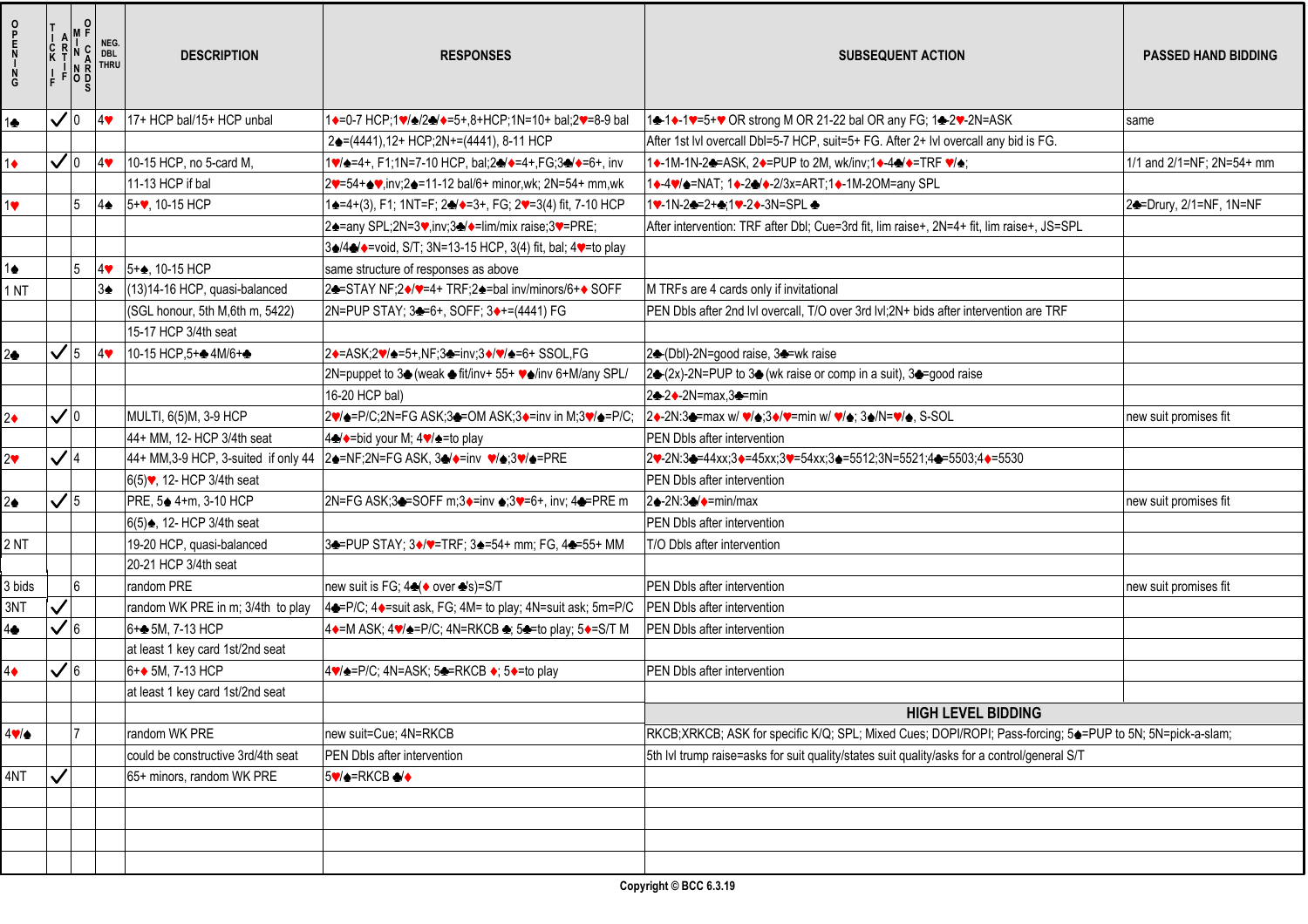| OPENING | TICK IF ARTIF | MIN NO OF CARDS | NEG. DBL THRU | DESCRIPTION | RESPONSES | SUBSEQUENT ACTION | PASSED HAND BIDDING |
|---|---|---|---|---|---|---|---|
| 1♣ | ✓ | 0 | 4♥ | 17+ HCP bal/15+ HCP unbal | 1♦=0-7 HCP;1♥/♠/2♣/♦=5+,8+HCP;1N=10+ bal;2♥=8-9 bal | 1♣-1♦-1♥=5+♥ OR strong M OR 21-22 bal OR any FG; 1♣-2♥-2N=ASK | same |
| | | | | | 2♠=(4441),12+ HCP;2N+=(4441), 8-11 HCP | After 1st lvl overcall Dbl=5-7 HCP, suit=5+ FG. After 2+ lvl overcall any bid is FG. | |
| 1♦ | ✓ | 0 | 4♥ | 10-15 HCP, no 5-card M, | 1♥/♠=4+, F1;1N=7-10 HCP, bal;2♣/♦=4+,FG;3♣/♦=6+, inv | 1♦-1M-1N-2♣=ASK, 2♦=PUP to 2M, wk/inv;1♦-4♣/♦=TRF ♥/♠; | 1/1 and 2/1=NF; 2N=54+ mm |
| | | | | 11-13 HCP if bal | 2♥=54+♠♥,inv;2♠=11-12 bal/6+ minor,wk; 2N=54+ mm,wk | 1♦-4♥/♠=NAT; 1♦-2♣/♦-2/3x=ART;1♦-1M-2OM=any SPL | |
| 1♥ | | 5 | 4♠ | 5+♥, 10-15 HCP | 1♠=4+(3), F1; 1NT=F; 2♣/♦=3+, FG; 2♥=3(4) fit, 7-10 HCP | 1♥-1N-2♣=2+♣;1♥-2♦-3N=SPL ♣ | 2♣=Drury, 2/1=NF, 1N=NF |
| | | | | | 2♠=any SPL;2N=3♥,inv;3♣/♦=lim/mix raise;3♥=PRE; | After intervention: TRF after Dbl; Cue=3rd fit, lim raise+, 2N=4+ fit, lim raise+, JS=SPL | |
| | | | | | 3♠/4♣/♦=void, S/T; 3N=13-15 HCP, 3(4) fit, bal; 4♥=to play | | |
| 1♠ | | 5 | 4♥ | 5+♠, 10-15 HCP | same structure of responses as above | | |
| 1 NT | | | 3♠ | (13)14-16 HCP, quasi-balanced | 2♣=STAY NF;2♦/♥=4+ TRF;2♠=bal inv/minors/6+♦ SOFF | M TRFs are 4 cards only if invitational | |
| | | | | (SGL honour, 5th M,6th m, 5422) | 2N=PUP STAY; 3♣=6+, SOFF; 3♦+=(4441) FG | PEN Dbls after 2nd lvl overcall, T/O over 3rd lvl;2N+ bids after intervention are TRF | |
| | | | | 15-17 HCP 3/4th seat | | | |
| 2♣ | ✓ | 5 | 4♥ | 10-15 HCP,5+♣4M/6+♣ | 2♦=ASK;2♥/♠=5+,NF;3♣=inv;3♦/♥/♠=6+ SSOL,FG | 2♣-(Dbl)-2N=good raise, 3♣=wk raise | |
| | | | | | 2N=puppet to 3♣ (weak ♣fit/inv+ 55+ ♥♠/inv 6+M/any SPL/ | 2♣-(2x)-2N=PUP to 3♣ (wk raise or comp in a suit), 3♣=good raise | |
| | | | | | 16-20 HCP bal) | 2♣-2♦-2N=max,3♣=min | |
| 2♦ | ✓ | 0 | | MULTI, 6(5)M, 3-9 HCP | 2♥/♠=P/C;2N=FG ASK;3♣=OM ASK;3♦=inv in M;3♥/♠=P/C; | 2♦-2N:3♣=max w/ ♥/♠;3♦/♥=min w/ ♥/♠; 3♠/N=♥/♠, S-SOL | new suit promises fit |
| | | | | 44+ MM, 12- HCP 3/4th seat | 4♣/♦=bid your M; 4♥/♠=to play | PEN Dbls after intervention | |
| 2♥ | ✓ | 4 | | 44+ MM,3-9 HCP, 3-suited if only 44 | 2♠=NF;2N=FG ASK, 3♣/♦=inv ♥/♠;3♥/♠=PRE | 2♥-2N:3♣=44xx;3♦=45xx;3♥=54xx;3♠=5512;3N=5521;4♣=5503;4♦=5530 | |
| | | | | 6(5)♥, 12- HCP 3/4th seat | | PEN Dbls after intervention | |
| 2♠ | ✓ | 5 | | PRE, 5♠ 4+m, 3-10 HCP | 2N=FG ASK;3♣=SOFF m;3♦=inv ♠;3♥=6+, inv; 4♣=PRE m | 2♠-2N:3♣/♦=min/max | new suit promises fit |
| | | | | 6(5)♠, 12- HCP 3/4th seat | | PEN Dbls after intervention | |
| 2 NT | | | | 19-20 HCP, quasi-balanced | 3♣=PUP STAY; 3♦/♥=TRF; 3♠=54+ mm; FG, 4♣=55+ MM | T/O Dbls after intervention | |
| | | | | 20-21 HCP 3/4th seat | | | |
| 3 bids | | 6 | | random PRE | new suit is FG; 4♣(♦ over ♣'s)=S/T | PEN Dbls after intervention | new suit promises fit |
| 3NT | ✓ | | | random WK PRE in m; 3/4th to play | 4♣=P/C; 4♦=suit ask, FG; 4M= to play; 4N=suit ask; 5m=P/C | PEN Dbls after intervention | |
| 4♣ | ✓ | 6 | | 6+♣ 5M, 7-13 HCP | 4♦=M ASK; 4♥/♠=P/C; 4N=RKCB ♣; 5♣=to play; 5♦=S/T M | PEN Dbls after intervention | |
| | | | | at least 1 key card 1st/2nd seat | | | |
| 4♦ | ✓ | 6 | | 6+♦ 5M, 7-13 HCP | 4♥/♠=P/C; 4N=ASK; 5♣=RKCB ♦; 5♦=to play | PEN Dbls after intervention | |
| | | | | at least 1 key card 1st/2nd seat | | | |
| | | | | | | **HIGH LEVEL BIDDING** | |
| 4♥/♠ | | 7 | | random WK PRE | new suit=Cue; 4N=RKCB | RKCB;XRKCB; ASK for specific K/Q; SPL; Mixed Cues; DOPI/ROPI; Pass-forcing; 5♠=PUP to 5N; 5N=pick-a-slam; | |
| | | | | could be constructive 3rd/4th seat | PEN Dbls after intervention | 5th lvl trump raise=asks for suit quality/states suit quality/asks for a control/general S/T | |
| 4NT | ✓ | | | 65+ minors, random WK PRE | 5♥/♠=RKCB ♣/♦ | | |

Copyright © BCC 6.3.19